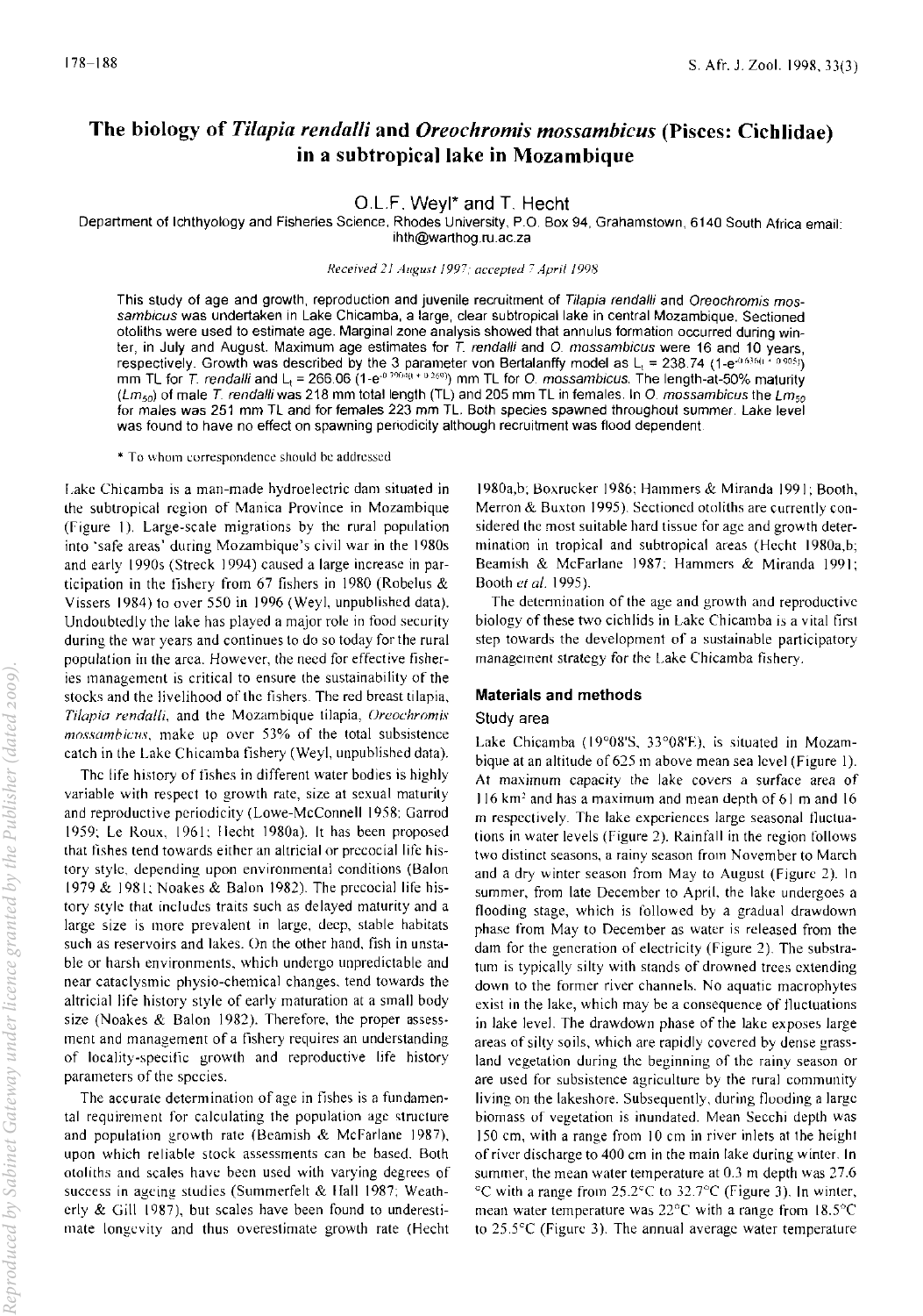# The biology of *Tilapia rendalli* and *Oreochromis mossambicus* (Pisces: Cichlidae) in a subtropical lake in Mozambique

O.L.F. Weyl* and T. Hecht

Department of Ichthyology and Fisheries Science, Rhodes University, P.O. Box 94, Grahamstown, 6140 South Africa email: ihth@warthog.ru.ac.za

*Received 21 August 1997; accepted 7 April 1998*

This study of age and growth, reproduction and juvenile recruitment of *Tilapia rendalli* and *Oreochromis mossambicus* was undertaken in Lake Chicamba, a large, clear subtropical lake in central Mozambique. Sectioned otoliths were used to estimate age. Marginal zone analysis showed that annulus formation occurred during winter, in July and August. Maximum age estimates for *T. rendalli* and *O. mossambicus* were 16 and 10 years, respectively. Growth was described by the 3 parameter von Bertalanffy model as $L_t = 238.74\ (1\text{-}e^{-0.635(t+0.905)})$ mm TL for *T. rendalli* and $L_t = 266.06\ (1\text{-}e^{-0.790(t+0.269)})$ mm TL for *O. mossambicus*. The length-at-50% maturity ($Lm_{50}$) of male *T. rendalli* was 218 mm total length (TL) and 205 mm TL in females. In *O. mossambicus* the $Lm_{50}$ for males was 251 mm TL and for females 223 mm TL. Both species spawned throughout summer. Lake level was found to have no effect on spawning periodicity although recruitment was flood dependent.

\* To whom correspondence should be addressed

Lake Chicamba is a man-made hydroelectric dam situated in the subtropical region of Manica Province in Mozambique (Figure 1). Large-scale migrations by the rural population into 'safe areas' during Mozambique's civil war in the 1980s and early 1990s (Streck 1994) caused a large increase in participation in the fishery from 67 fishers in 1980 (Robelus & Vissers 1984) to over 550 in 1996 (Weyl, unpublished data). Undoubtedly the lake has played a major role in food security during the war years and continues to do so today for the rural population in the area. However, the need for effective fisheries management is critical to ensure the sustainability of the stocks and the livelihood of the fishers. The red breast tilapia, *Tilapia rendalli*, and the Mozambique tilapia, *Oreochromis mossambicus*, make up over 53% of the total subsistence catch in the Lake Chicamba fishery (Weyl, unpublished data).

The life history of fishes in different water bodies is highly variable with respect to growth rate, size at sexual maturity and reproductive periodicity (Lowe-McConnell 1958; Garrod 1959; Le Roux, 1961; Hecht 1980a). It has been proposed that fishes tend towards either an altricial or precocial life history style, depending upon environmental conditions (Balon 1979 & 1981; Noakes & Balon 1982). The precocial life history style that includes traits such as delayed maturity and a large size is more prevalent in large, deep, stable habitats such as reservoirs and lakes. On the other hand, fish in unstable or harsh environments, which undergo unpredictable and near cataclysmic physio-chemical changes, tend towards the altricial life history style of early maturation at a small body size (Noakes & Balon 1982). Therefore, the proper assessment and management of a fishery requires an understanding of locality-specific growth and reproductive life history parameters of the species.

The accurate determination of age in fishes is a fundamental requirement for calculating the population age structure and population growth rate (Beamish & McFarlane 1987), upon which reliable stock assessments can be based. Both otoliths and scales have been used with varying degrees of success in ageing studies (Summerfelt & Hall 1987; Weatherly & Gill 1987), but scales have been found to underestimate longevity and thus overestimate growth rate (Hecht 1980a,b; Boxrucker 1986; Hammers & Miranda 1991; Booth, Merron & Buxton 1995). Sectioned otoliths are currently considered the most suitable hard tissue for age and growth determination in tropical and subtropical areas (Hecht 1980a,b; Beamish & McFarlane 1987; Hammers & Miranda 1991; Booth *et al.* 1995).

The determination of the age and growth and reproductive biology of these two cichlids in Lake Chicamba is a vital first step towards the development of a sustainable participatory management strategy for the Lake Chicamba fishery.

## Materials and methods

### Study area

Lake Chicamba (19°08'S, 33°08'E), is situated in Mozambique at an altitude of 625 m above mean sea level (Figure 1). At maximum capacity the lake covers a surface area of 116 km² and has a maximum and mean depth of 61 m and 16 m respectively. The lake experiences large seasonal fluctuations in water levels (Figure 2). Rainfall in the region follows two distinct seasons, a rainy season from November to March and a dry winter season from May to August (Figure 2). In summer, from late December to April, the lake undergoes a flooding stage, which is followed by a gradual drawdown phase from May to December as water is released from the dam for the generation of electricity (Figure 2). The substratum is typically silty with stands of drowned trees extending down to the former river channels. No aquatic macrophytes exist in the lake, which may be a consequence of fluctuations in lake level. The drawdown phase of the lake exposes large areas of silty soils, which are rapidly covered by dense grassland vegetation during the beginning of the rainy season or are used for subsistence agriculture by the rural community living on the lakeshore. Subsequently, during flooding a large biomass of vegetation is inundated. Mean Secchi depth was 150 cm, with a range from 10 cm in river inlets at the height of river discharge to 400 cm in the main lake during winter. In summer, the mean water temperature at 0.3 m depth was 27.6 °C with a range from 25.2°C to 32.7°C (Figure 3). In winter, mean water temperature was 22°C with a range from 18.5°C to 25.5°C (Figure 3). The annual average water temperature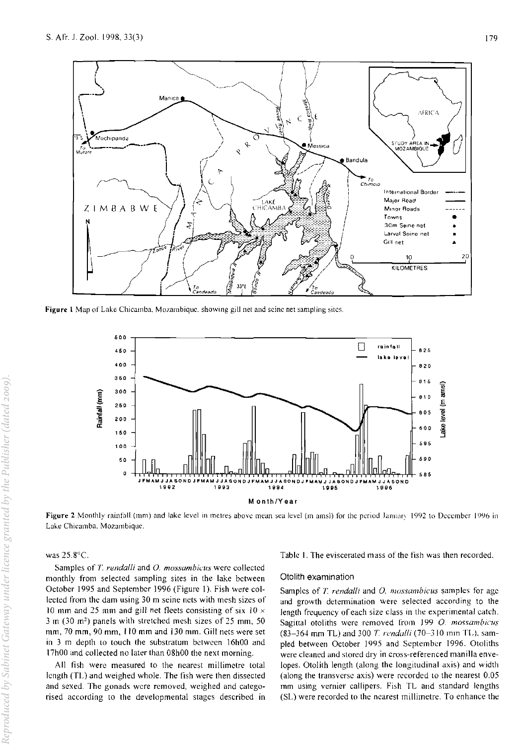Figure 1 Map of Lake Chicamba, Mozambique, showing gill net and seine net sampling sites.

Figure 2 Monthly rainfall (mm) and lake level in metres above mean sea level (m amsl) for the period January 1992 to December 1996 in Lake Chicamba, Mozambique.

was 25.8°C.

Samples of *T. rendalli* and *O. mossambicus* were collected monthly from selected sampling sites in the lake between October 1995 and September 1996 (Figure 1). Fish were collected from the dam using 30 m seine nets with mesh sizes of 10 mm and 25 mm and gill net fleets consisting of six 10 × 3 m (30 m²) panels with stretched mesh sizes of 25 mm, 50 mm, 70 mm, 90 mm, 110 mm and 130 mm. Gill nets were set in 3 m depth to touch the substratum between 16h00 and 17h00 and collected no later than 08h00 the next morning.

All fish were measured to the nearest millimetre total length (TL) and weighed whole. The fish were then dissected and sexed. The gonads were removed, weighed and categorised according to the developmental stages described in Table 1. The eviscerated mass of the fish was then recorded.

### Otolith examination

Samples of *T. rendalli* and *O. mossambicus* samples for age and growth determination were selected according to the length frequency of each size class in the experimental catch. Sagittal otoliths were removed from 199 *O. mossambicus* (83–364 mm TL) and 300 *T. rendalli* (70–310 mm TL), sampled between October 1995 and September 1996. Otoliths were cleaned and stored dry in cross-referenced manilla envelopes. Otolith length (along the longitudinal axis) and width (along the transverse axis) were recorded to the nearest 0.05 mm using vernier callipers. Fish TL and standard lengths (SL) were recorded to the nearest millimetre. To enhance the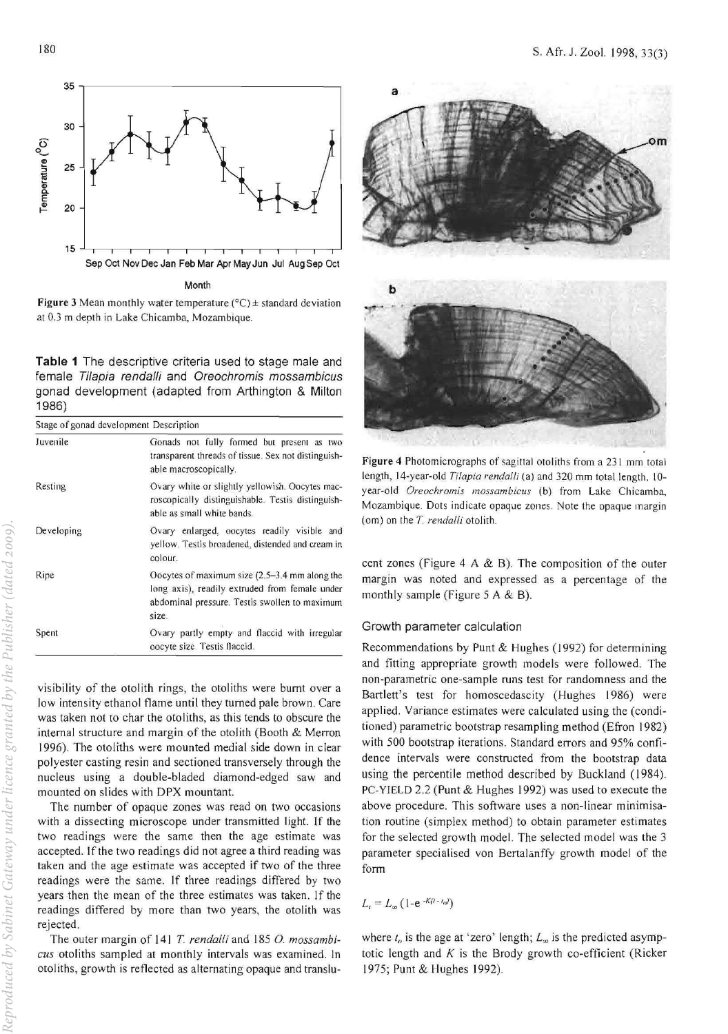Figure 3 Mean monthly water temperature (°C) ± standard deviation at 0.3 m depth in Lake Chicamba, Mozambique.

**Table 1** The descriptive criteria used to stage male and female *Tilapia rendalli* and *Oreochromis mossambicus* gonad development (adapted from Arthington & Milton 1986)

| Stage of gonad development | Description |
|---|---|
| Juvenile | Gonads not fully formed but present as two transparent threads of tissue. Sex not distinguishable macroscopically. |
| Resting | Ovary white or slightly yellowish. Oocytes macroscopically distinguishable. Testis distinguishable as small white bands. |
| Developing | Ovary enlarged, oocytes readily visible and yellow. Testis broadened, distended and cream in colour. |
| Ripe | Oocytes of maximum size (2.5–3.4 mm along the long axis), readily extruded from female under abdominal pressure. Testis swollen to maximum size. |
| Spent | Ovary partly empty and flaccid with irregular oocyte size. Testis flaccid. |

visibility of the otolith rings, the otoliths were burnt over a low intensity ethanol flame until they turned pale brown. Care was taken not to char the otoliths, as this tends to obscure the internal structure and margin of the otolith (Booth & Merron 1996). The otoliths were mounted medial side down in clear polyester casting resin and sectioned transversely through the nucleus using a double-bladed diamond-edged saw and mounted on slides with DPX mountant.

The number of opaque zones was read on two occasions with a dissecting microscope under transmitted light. If the two readings were the same then the age estimate was accepted. If the two readings did not agree a third reading was taken and the age estimate was accepted if two of the three readings were the same. If three readings differed by two years then the mean of the three estimates was taken. If the readings differed by more than two years, the otolith was rejected.

The outer margin of 141 *T. rendalli* and 185 *O. mossambicus* otoliths sampled at monthly intervals was examined. In otoliths, growth is reflected as alternating opaque and translucent zones (Figure 4 A & B). The composition of the outer margin was noted and expressed as a percentage of the monthly sample (Figure 5 A & B).

Figure 4 Photomicrographs of sagittal otoliths from a 231 mm total length, 14-year-old *Tilapia rendalli* (a) and 320 mm total length, 10-year-old *Oreochromis mossambicus* (b) from Lake Chicamba, Mozambique. Dots indicate opaque zones. Note the opaque margin (om) on the *T. rendalli* otolith.

### Growth parameter calculation

Recommendations by Punt & Hughes (1992) for determining and fitting appropriate growth models were followed. The non-parametric one-sample runs test for randomness and the Bartlett's test for homoscedascity (Hughes 1986) were applied. Variance estimates were calculated using the (conditioned) parametric bootstrap resampling method (Efron 1982) with 500 bootstrap iterations. Standard errors and 95% confidence intervals were constructed from the bootstrap data using the percentile method described by Buckland (1984). PC-YIELD 2.2 (Punt & Hughes 1992) was used to execute the above procedure. This software uses a non-linear minimisation routine (simplex method) to obtain parameter estimates for the selected growth model. The selected model was the 3 parameter specialised von Bertalanffy growth model of the form

$$L_t = L_\infty (1 - e^{-K(t - t_0)})$$

where $t_0$ is the age at 'zero' length; $L_\infty$ is the predicted asymptotic length and $K$ is the Brody growth co-efficient (Ricker 1975; Punt & Hughes 1992).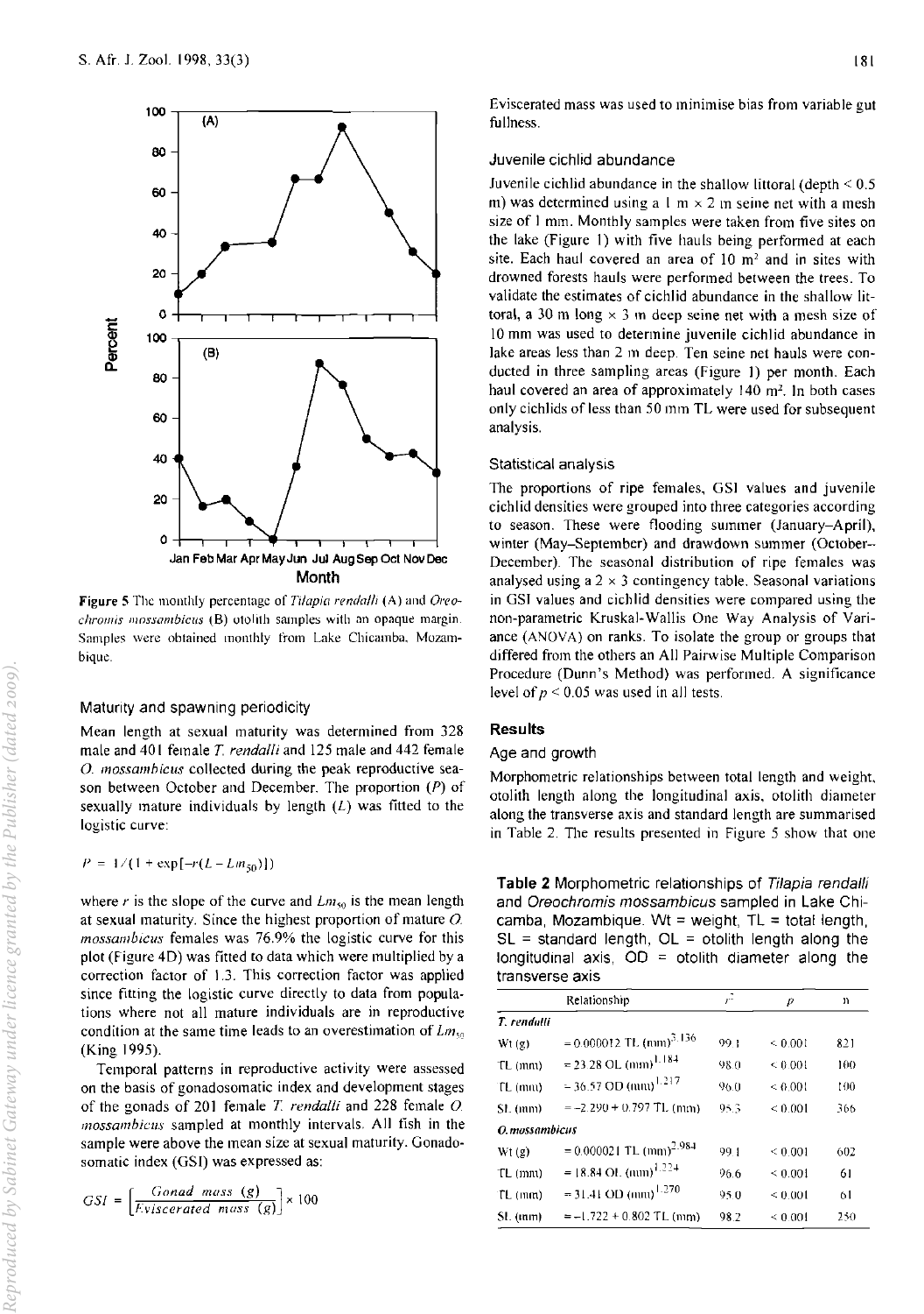Figure 5 The monthly percentage of *Tilapia rendalli* (A) and *Oreochromis mossambicus* (B) otolith samples with an opaque margin. Samples were obtained monthly from Lake Chicamba, Mozambique.

### Maturity and spawning periodicity

Mean length at sexual maturity was determined from 328 male and 401 female *T. rendalli* and 125 male and 442 female *O. mossambicus* collected during the peak reproductive season between October and December. The proportion ($P$) of sexually mature individuals by length ($L$) was fitted to the logistic curve:

$$P = 1/(1 + \exp[-r(L - Lm_{50})])$$

where $r$ is the slope of the curve and $Lm_{50}$ is the mean length at sexual maturity. Since the highest proportion of mature *O. mossambicus* females was 76.9% the logistic curve for this plot (Figure 4D) was fitted to data which were multiplied by a correction factor of 1.3. This correction factor was applied since fitting the logistic curve directly to data from populations where not all mature individuals are in reproductive condition at the same time leads to an overestimation of $Lm_{50}$ (King 1995).

Temporal patterns in reproductive activity were assessed on the basis of gonadosomatic index and development stages of the gonads of 201 female *T. rendalli* and 228 female *O. mossambicus* sampled at monthly intervals. All fish in the sample were above the mean size at sexual maturity. Gonadosomatic index (GSI) was expressed as:

$$GSI = \left[\frac{Gonad\ mass\ (g)}{Eviscerated\ mass\ (g)}\right] \times 100$$

Eviscerated mass was used to minimise bias from variable gut fullness.

### Juvenile cichlid abundance

Juvenile cichlid abundance in the shallow littoral (depth < 0.5 m) was determined using a 1 m × 2 m seine net with a mesh size of 1 mm. Monthly samples were taken from five sites on the lake (Figure 1) with five hauls being performed at each site. Each haul covered an area of 10 m$^2$ and in sites with drowned forests hauls were performed between the trees. To validate the estimates of cichlid abundance in the shallow littoral, a 30 m long × 3 m deep seine net with a mesh size of 10 mm was used to determine juvenile cichlid abundance in lake areas less than 2 m deep. Ten seine net hauls were conducted in three sampling areas (Figure 1) per month. Each haul covered an area of approximately 140 m$^2$. In both cases only cichlids of less than 50 mm TL were used for subsequent analysis.

### Statistical analysis

The proportions of ripe females, GSI values and juvenile cichlid densities were grouped into three categories according to season. These were flooding summer (January–April), winter (May–September) and drawdown summer (October–December). The seasonal distribution of ripe females was analysed using a 2 × 3 contingency table. Seasonal variations in GSI values and cichlid densities were compared using the non-parametric Kruskal-Wallis One Way Analysis of Variance (ANOVA) on ranks. To isolate the group or groups that differed from the others an All Pairwise Multiple Comparison Procedure (Dunn's Method) was performed. A significance level of $p < 0.05$ was used in all tests.

## Results

### Age and growth

Morphometric relationships between total length and weight, otolith length along the longitudinal axis, otolith diameter along the transverse axis and standard length are summarised in Table 2. The results presented in Figure 5 show that one

**Table 2** Morphometric relationships of *Tilapia rendalli* and *Oreochromis mossambicus* sampled in Lake Chicamba, Mozambique. Wt = weight, TL = total length, SL = standard length, OL = otolith length along the longitudinal axis, OD = otolith diameter along the transverse axis

| Relationship | | $r^2$ | $p$ | n |
|---|---|---|---|---|
| ***T. rendalli*** | | | | |
| Wt (g) | $= 0.000012\ \text{TL (mm)}^{3.136}$ | 99.1 | < 0.001 | 821 |
| TL (mm) | $= 23.28\ \text{OL (mm)}^{1.184}$ | 98.0 | < 0.001 | 100 |
| TL (mm) | $= 36.57\ \text{OD (mm)}^{1.217}$ | 96.0 | < 0.001 | 100 |
| SL (mm) | $= -2.290 + 0.797\ \text{TL (mm)}$ | 95.3 | < 0.001 | 366 |
| ***O. mossambicus*** | | | | |
| Wt (g) | $= 0.000021\ \text{TL (mm)}^{2.984}$ | 99.1 | < 0.001 | 602 |
| TL (mm) | $= 18.84\ \text{OL (mm)}^{1.224}$ | 96.6 | < 0.001 | 61 |
| TL (mm) | $= 31.41\ \text{OD (mm)}^{1.270}$ | 95.0 | < 0.001 | 61 |
| SL (mm) | $= -1.722 + 0.802\ \text{TL (mm)}$ | 98.2 | < 0.001 | 250 |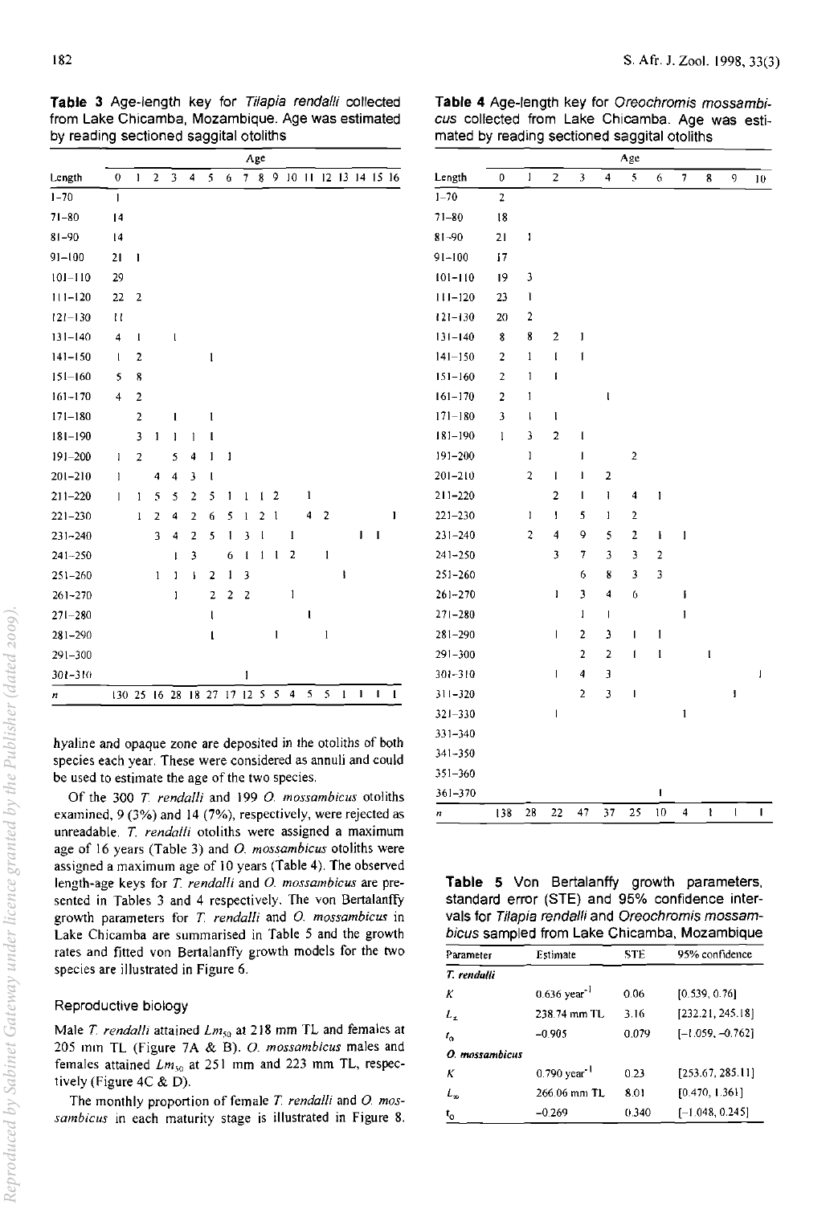**Table 3** Age-length key for *Tilapia rendalli* collected from Lake Chicamba, Mozambique. Age was estimated by reading sectioned saggital otoliths

| Length | Age 0 | 1 | 2 | 3 | 4 | 5 | 6 | 7 | 8 | 9 | 10 | 11 | 12 | 13 | 14 | 15 | 16 |
|---|---|---|---|---|---|---|---|---|---|---|---|---|---|---|---|---|---|
| 1–70 | 1 | | | | | | | | | | | | | | | | |
| 71–80 | 14 | | | | | | | | | | | | | | | | |
| 81–90 | 14 | | | | | | | | | | | | | | | | |
| 91–100 | 21 | 1 | | | | | | | | | | | | | | | |
| 101–110 | 29 | | | | | | | | | | | | | | | | |
| 111–120 | 22 | 2 | | | | | | | | | | | | | | | |
| 121–130 | 11 | | | | | | | | | | | | | | | | |
| 131–140 | 4 | 1 | | 1 | | | | | | | | | | | | | |
| 141–150 | 1 | 2 | | | | 1 | | | | | | | | | | | |
| 151–160 | 5 | 8 | | | | | | | | | | | | | | | |
| 161–170 | 4 | 2 | | | | | | | | | | | | | | | |
| 171–180 | | 2 | | 1 | | 1 | | | | | | | | | | | |
| 181–190 | | 3 | 1 | 1 | 1 | 1 | | | | | | | | | | | |
| 191–200 | 1 | 2 | | 5 | 4 | 1 | 1 | | | | | | | | | | |
| 201–210 | 1 | | 4 | 4 | 3 | 1 | | | | | | | | | | | |
| 211–220 | 1 | 1 | 5 | 5 | 2 | 5 | 1 | 1 | 1 | 2 | | 1 | | | | | |
| 221–230 | | 1 | 2 | 4 | 2 | 6 | 5 | 1 | 2 | 1 | | 4 | 2 | | | | 1 |
| 231–240 | | | 3 | 4 | 2 | 5 | 1 | 3 | 1 | | 1 | | | | 1 | 1 | |
| 241–250 | | | | 1 | 3 | | 6 | 1 | 1 | 1 | 2 | | 1 | | | | |
| 251–260 | | | 1 | 1 | 1 | 2 | 1 | 3 | | | | | | 1 | | | |
| 261–270 | | | | 1 | | 2 | 2 | 2 | | | 1 | | | | | | |
| 271–280 | | | | | | 1 | | | | | | | 1 | | | | |
| 281–290 | | | | | | 1 | | | | 1 | | | 1 | | | | |
| 291–300 | | | | | | | | | | | | | | | | | |
| 301–310 | | | | | | | | 1 | | | | | | | | | |
| *n* | 130 | 25 | 16 | 28 | 18 | 27 | 17 | 12 | 5 | 5 | 4 | 5 | 5 | 1 | 1 | 1 | 1 |

**Table 4** Age-length key for *Oreochromis mossambicus* collected from Lake Chicamba. Age was estimated by reading sectioned saggital otoliths

| Length | Age 0 | 1 | 2 | 3 | 4 | 5 | 6 | 7 | 8 | 9 | 10 |
|---|---|---|---|---|---|---|---|---|---|---|---|
| 1–70 | 2 | | | | | | | | | | |
| 71–80 | 18 | | | | | | | | | | |
| 81–90 | 21 | 1 | | | | | | | | | |
| 91–100 | 17 | | | | | | | | | | |
| 101–110 | 19 | 3 | | | | | | | | | |
| 111–120 | 23 | 1 | | | | | | | | | |
| 121–130 | 20 | 2 | | | | | | | | | |
| 131–140 | 8 | 8 | 2 | 1 | | | | | | | |
| 141–150 | 2 | 1 | 1 | 1 | | | | | | | |
| 151–160 | 2 | 1 | 1 | | | | | | | | |
| 161–170 | 2 | 1 | | | 1 | | | | | | |
| 171–180 | 3 | 1 | 1 | | | | | | | | |
| 181–190 | 1 | 3 | 2 | 1 | | | | | | | |
| 191–200 | | 1 | | 1 | | 2 | | | | | |
| 201–210 | | 2 | 1 | 1 | 2 | | | | | | |
| 211–220 | | | 2 | 1 | 1 | 4 | 1 | | | | |
| 221–230 | | 1 | 1 | 5 | 1 | 2 | | | | | |
| 231–240 | | 2 | 4 | 9 | 5 | 2 | 1 | 1 | | | |
| 241–250 | | | 3 | 7 | 3 | 3 | 2 | | | | |
| 251–260 | | | | 6 | 8 | 3 | 3 | | | | |
| 261–270 | | | 1 | 3 | 4 | 6 | | 1 | | | |
| 271–280 | | | | 1 | 1 | | | 1 | | | |
| 281–290 | | | 1 | 2 | 3 | 1 | 1 | | | | |
| 291–300 | | | | 2 | 2 | 1 | 1 | | 1 | | |
| 301–310 | | | 1 | 4 | 3 | | | | | | 1 |
| 311–320 | | | | 2 | 3 | 1 | | | | 1 | |
| 321–330 | | | 1 | | | | | 1 | | | |
| 331–340 | | | | | | | | | | | |
| 341–350 | | | | | | | | | | | |
| 351–360 | | | | | | | | | | | |
| 361–370 | | | | | | | 1 | | | | |
| *n* | 138 | 28 | 22 | 47 | 37 | 25 | 10 | 4 | 1 | 1 | 1 |

hyaline and opaque zone are deposited in the otoliths of both species each year. These were considered as annuli and could be used to estimate the age of the two species.

Of the 300 *T. rendalli* and 199 *O. mossambicus* otoliths examined, 9 (3%) and 14 (7%), respectively, were rejected as unreadable. *T. rendalli* otoliths were assigned a maximum age of 16 years (Table 3) and *O. mossambicus* otoliths were assigned a maximum age of 10 years (Table 4). The observed length-age keys for *T. rendalli* and *O. mossambicus* are presented in Tables 3 and 4 respectively. The von Bertalanffy growth parameters for *T. rendalli* and *O. mossambicus* in Lake Chicamba are summarised in Table 5 and the growth rates and fitted von Bertalanffy growth models for the two species are illustrated in Figure 6.

### Reproductive biology

Male *T. rendalli* attained $Lm_{50}$ at 218 mm TL and females at 205 mm TL (Figure 7A & B). *O. mossambicus* males and females attained $Lm_{50}$ at 251 mm and 223 mm TL, respectively (Figure 4C & D).

The monthly proportion of female *T. rendalli* and *O. mossambicus* in each maturity stage is illustrated in Figure 8.

**Table 5** Von Bertalanffy growth parameters, standard error (STE) and 95% confidence intervals for *Tilapia rendalli* and *Oreochromis mossambicus* sampled from Lake Chicamba, Mozambique

| Parameter | Estimate | STE | 95% confidence |
|---|---|---|---|
| *T. rendalli* | | | |
| $K$ | 0.636 year$^{-1}$ | 0.06 | [0.539, 0.76] |
| $L_\infty$ | 238.74 mm TL | 3.16 | [232.21, 245.18] |
| $t_0$ | −0.905 | 0.079 | [−1.059, −0.762] |
| *O. mossambicus* | | | |
| $K$ | 0.790 year$^{-1}$ | 0.23 | [253.67, 285.11] |
| $L_\infty$ | 266.06 mm TL | 8.01 | [0.470, 1.361] |
| $t_0$ | −0.269 | 0.340 | [−1.048, 0.245] |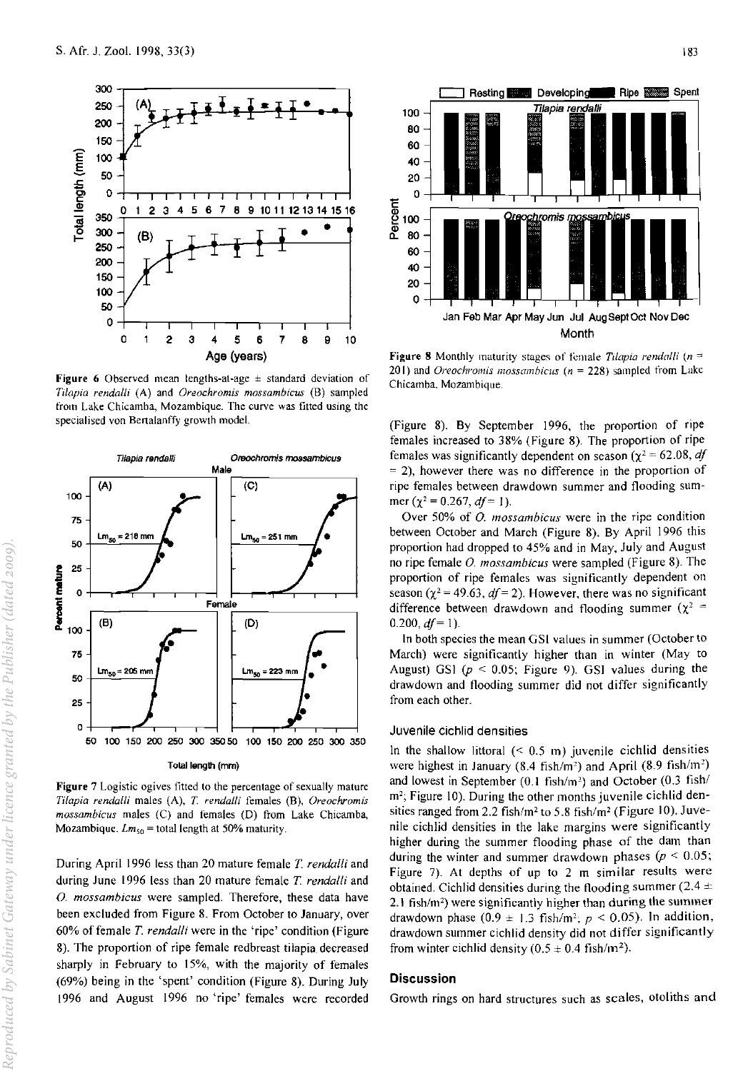Figure 6 Observed mean lengths-at-age ± standard deviation of *Tilapia rendalli* (A) and *Oreochromis mossambicus* (B) sampled from Lake Chicamba, Mozambique. The curve was fitted using the specialised von Bertalanffy growth model.

Figure 7 Logistic ogives fitted to the percentage of sexually mature *Tilapia rendalli* males (A), *T. rendalli* females (B), *Oreochromis mossambicus* males (C) and females (D) from Lake Chicamba, Mozambique. $Lm_{50}$ = total length at 50% maturity.

During April 1996 less than 20 mature female *T. rendalli* and during June 1996 less than 20 mature female *T. rendalli* and *O. mossambicus* were sampled. Therefore, these data have been excluded from Figure 8. From October to January, over 60% of female *T. rendalli* were in the 'ripe' condition (Figure 8). The proportion of ripe female redbreast tilapia decreased sharply in February to 15%, with the majority of females (69%) being in the 'spent' condition (Figure 8). During July 1996 and August 1996 no 'ripe' females were recorded (Figure 8). By September 1996, the proportion of ripe females increased to 38% (Figure 8). The proportion of ripe females was significantly dependent on season ($\chi^2 = 62.08$, $df = 2$), however there was no difference in the proportion of ripe females between drawdown summer and flooding summer ($\chi^2 = 0.267$, $df = 1$).

Figure 8 Monthly maturity stages of female *Tilapia rendalli* ($n$ = 201) and *Oreochromis mossambicus* ($n$ = 228) sampled from Lake Chicamba, Mozambique.

Over 50% of *O. mossambicus* were in the ripe condition between October and March (Figure 8). By April 1996 this proportion had dropped to 45% and in May, July and August no ripe female *O. mossambicus* were sampled (Figure 8). The proportion of ripe females was significantly dependent on season ($\chi^2 = 49.63$, $df = 2$). However, there was no significant difference between drawdown and flooding summer ($\chi^2 = 0.200$, $df = 1$).

In both species the mean GSI values in summer (October to March) were significantly higher than in winter (May to August) GSI ($p < 0.05$; Figure 9). GSI values during the drawdown and flooding summer did not differ significantly from each other.

### Juvenile cichlid densities

In the shallow littoral (< 0.5 m) juvenile cichlid densities were highest in January (8.4 fish/m$^2$) and April (8.9 fish/m$^2$) and lowest in September (0.1 fish/m$^2$) and October (0.3 fish/m$^2$; Figure 10). During the other months juvenile cichlid densities ranged from 2.2 fish/m$^2$ to 5.8 fish/m$^2$ (Figure 10). Juvenile cichlid densities in the lake margins were significantly higher during the summer flooding phase of the dam than during the winter and summer drawdown phases ($p < 0.05$; Figure 7). At depths of up to 2 m similar results were obtained. Cichlid densities during the flooding summer (2.4 ± 2.1 fish/m$^2$) were significantly higher than during the summer drawdown phase (0.9 ± 1.3 fish/m$^2$, $p < 0.05$). In addition, drawdown summer cichlid density did not differ significantly from winter cichlid density (0.5 ± 0.4 fish/m$^2$).

## Discussion

Growth rings on hard structures such as scales, otoliths and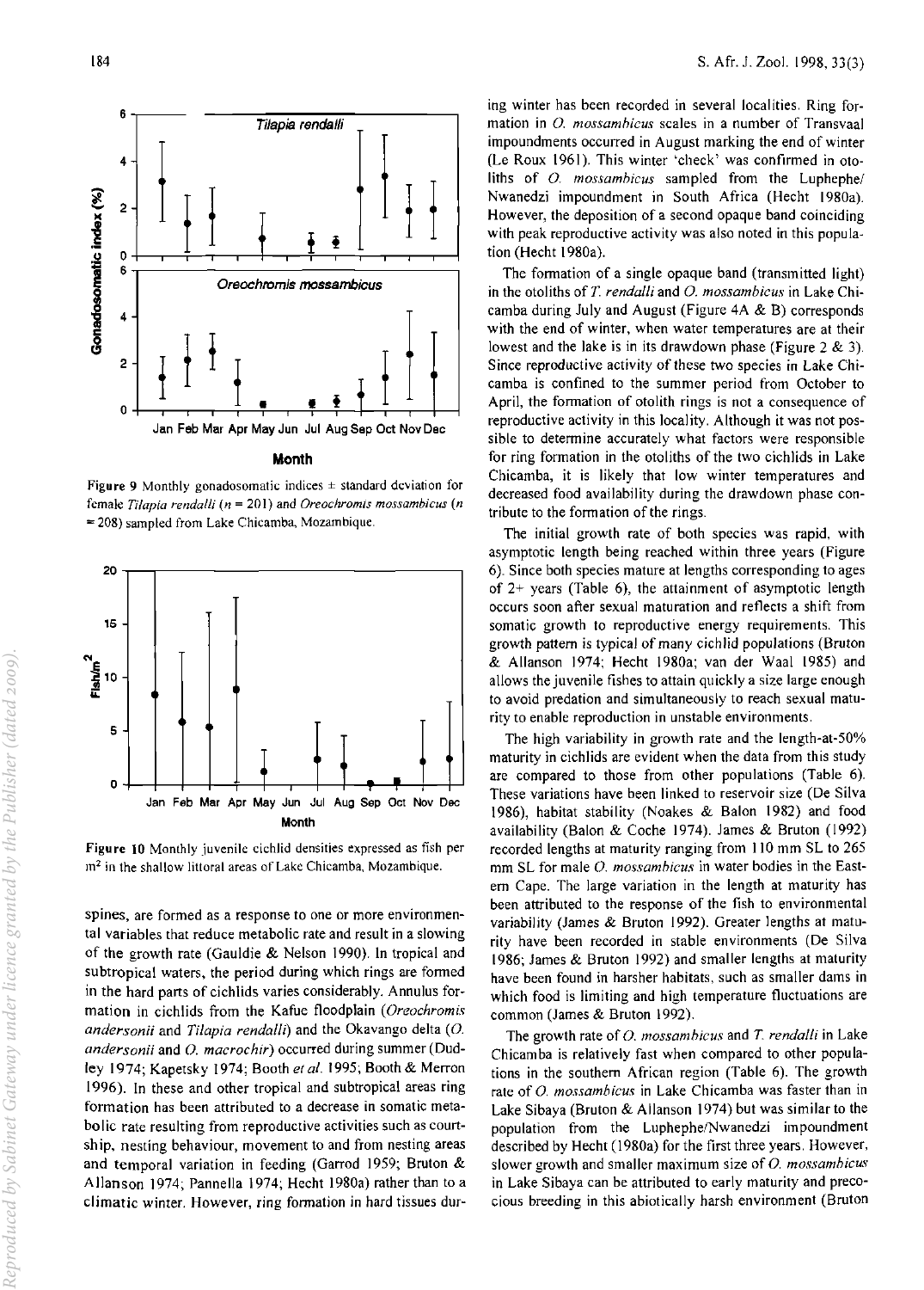Figure 9 Monthly gonadosomatic indices ± standard deviation for female *Tilapia rendalli* ($n$ = 201) and *Oreochromis mossambicus* ($n$ = 208) sampled from Lake Chicamba, Mozambique.

Figure 10 Monthly juvenile cichlid densities expressed as fish per m$^2$ in the shallow littoral areas of Lake Chicamba, Mozambique.

spines, are formed as a response to one or more environmental variables that reduce metabolic rate and result in a slowing of the growth rate (Gauldie & Nelson 1990). In tropical and subtropical waters, the period during which rings are formed in the hard parts of cichlids varies considerably. Annulus formation in cichlids from the Kafue floodplain (*Oreochromis andersonii* and *Tilapia rendalli*) and the Okavango delta (*O. andersonii* and *O. macrochir*) occurred during summer (Dudley 1974; Kapetsky 1974; Booth *et al.* 1995; Booth & Merron 1996). In these and other tropical and subtropical areas ring formation has been attributed to a decrease in somatic metabolic rate resulting from reproductive activities such as courtship, nesting behaviour, movement to and from nesting areas and temporal variation in feeding (Garrod 1959; Bruton & Allanson 1974; Pannella 1974; Hecht 1980a) rather than to a climatic winter. However, ring formation in hard tissues during winter has been recorded in several localities. Ring formation in *O. mossambicus* scales in a number of Transvaal impoundments occurred in August marking the end of winter (Le Roux 1961). This winter 'check' was confirmed in otoliths of *O. mossambicus* sampled from the Luphephe/Nwanedzi impoundment in South Africa (Hecht 1980a). However, the deposition of a second opaque band coinciding with peak reproductive activity was also noted in this population (Hecht 1980a).

The formation of a single opaque band (transmitted light) in the otoliths of *T. rendalli* and *O. mossambicus* in Lake Chicamba during July and August (Figure 4A & B) corresponds with the end of winter, when water temperatures are at their lowest and the lake is in its drawdown phase (Figure 2 & 3). Since reproductive activity of these two species in Lake Chicamba is confined to the summer period from October to April, the formation of otolith rings is not a consequence of reproductive activity in this locality. Although it was not possible to determine accurately what factors were responsible for ring formation in the otoliths of the two cichlids in Lake Chicamba, it is likely that low winter temperatures and decreased food availability during the drawdown phase contribute to the formation of the rings.

The initial growth rate of both species was rapid, with asymptotic length being reached within three years (Figure 6). Since both species mature at lengths corresponding to ages of 2+ years (Table 6), the attainment of asymptotic length occurs soon after sexual maturation and reflects a shift from somatic growth to reproductive energy requirements. This growth pattern is typical of many cichlid populations (Bruton & Allanson 1974; Hecht 1980a; van der Waal 1985) and allows the juvenile fishes to attain quickly a size large enough to avoid predation and simultaneously to reach sexual maturity to enable reproduction in unstable environments.

The high variability in growth rate and the length-at-50% maturity in cichlids are evident when the data from this study are compared to those from other populations (Table 6). These variations have been linked to reservoir size (De Silva 1986), habitat stability (Noakes & Balon 1982) and food availability (Balon & Coche 1974). James & Bruton (1992) recorded lengths at maturity ranging from 110 mm SL to 265 mm SL for male *O. mossambicus* in water bodies in the Eastern Cape. The large variation in the length at maturity has been attributed to the response of the fish to environmental variability (James & Bruton 1992). Greater lengths at maturity have been recorded in stable environments (De Silva 1986; James & Bruton 1992) and smaller lengths at maturity have been found in harsher habitats, such as smaller dams in which food is limiting and high temperature fluctuations are common (James & Bruton 1992).

The growth rate of *O. mossambicus* and *T. rendalli* in Lake Chicamba is relatively fast when compared to other populations in the southern African region (Table 6). The growth rate of *O. mossambicus* in Lake Chicamba was faster than in Lake Sibaya (Bruton & Allanson 1974) but was similar to the population from the Luphephe/Nwanedzi impoundment described by Hecht (1980a) for the first three years. However, slower growth and smaller maximum size of *O. mossambicus* in Lake Sibaya can be attributed to early maturity and precocious breeding in this abiotically harsh environment (Bruton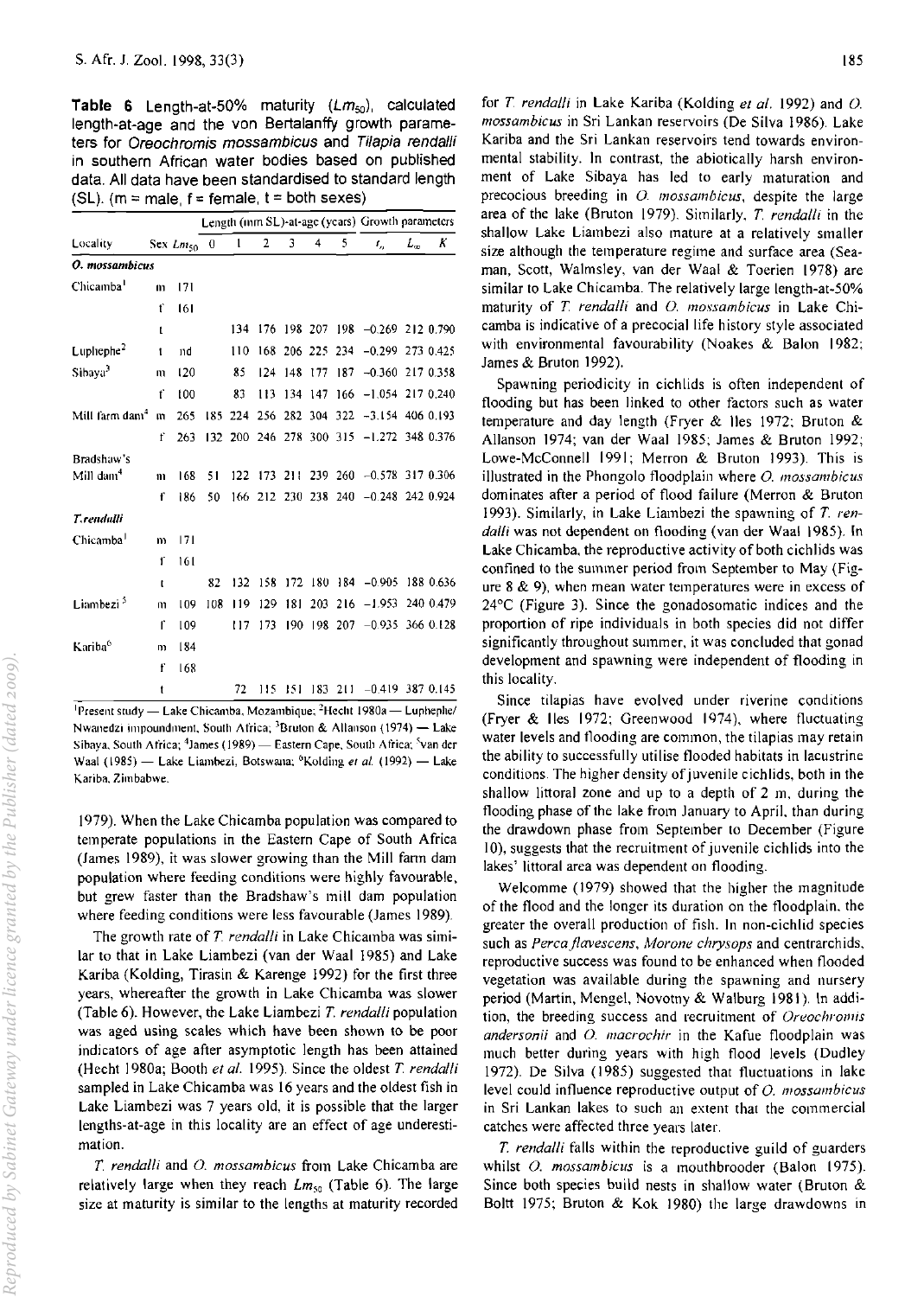**Table 6** Length-at-50% maturity ($Lm_{50}$), calculated length-at-age and the von Bertalanffy growth parameters for *Oreochromis mossambicus* and *Tilapia rendalli* in southern African water bodies based on published data. All data have been standardised to standard length (SL). (m = male, f = female, t = both sexes)

| Locality | Sex | $Lm_{50}$ | Length (mm SL)-at-age (years) | | | | | | Growth parameters | | |
|---|---|---|---|---|---|---|---|---|---|---|---|
| | | | 0 | 1 | 2 | 3 | 4 | 5 | $t_o$ | $L_\infty$ | $K$ |
| ***O. mossambicus*** | | | | | | | | | | | |
| Chicamba[1] | m | 171 | | | | | | | | | |
| | f | 161 | | | | | | | | | |
| | t | | | 134 | 176 | 198 | 207 | 198 | −0.269 | 212 | 0.790 |
| Luphephe[2] | t | nd | | 110 | 168 | 206 | 225 | 234 | −0.299 | 273 | 0.425 |
| Sibaya[3] | m | 120 | | 85 | 124 | 148 | 177 | 187 | −0.360 | 217 | 0.358 |
| | f | 100 | | 83 | 113 | 134 | 147 | 166 | −1.054 | 217 | 0.240 |
| Mill farm dam[4] | m | 265 | 185 | 224 | 256 | 282 | 304 | 322 | −3.154 | 406 | 0.193 |
| | f | 263 | 132 | 200 | 246 | 278 | 300 | 315 | −1.272 | 348 | 0.376 |
| Bradshaw's Mill dam[4] | m | 168 | 51 | 122 | 173 | 211 | 239 | 260 | −0.578 | 317 | 0.306 |
| | f | 186 | 50 | 166 | 212 | 230 | 238 | 240 | −0.248 | 242 | 0.924 |
| ***T. rendalli*** | | | | | | | | | | | |
| Chicamba[1] | m | 171 | | | | | | | | | |
| | f | 161 | | | | | | | | | |
| | t | | 82 | 132 | 158 | 172 | 180 | 184 | −0.905 | 188 | 0.636 |
| Liambezi[5] | m | 109 | 108 | 119 | 129 | 181 | 203 | 216 | −1.953 | 240 | 0.479 |
| | f | 109 | | 117 | 173 | 190 | 198 | 207 | −0.935 | 366 | 0.128 |
| Kariba[6] | m | 184 | | | | | | | | | |
| | f | 168 | | | | | | | | | |
| | t | | | 72 | 115 | 151 | 183 | 211 | −0.419 | 387 | 0.145 |

[1]Present study — Lake Chicamba, Mozambique; [2]Hecht 1980a — Luphephe/Nwanedzi impoundment, South Africa; [3]Bruton & Allanson (1974) — Lake Sibaya, South Africa; [4]James (1989) — Eastern Cape, South Africa; [5]van der Waal (1985) — Lake Liambezi, Botswana; [6]Kolding *et al.* (1992) — Lake Kariba, Zimbabwe.

1979). When the Lake Chicamba population was compared to temperate populations in the Eastern Cape of South Africa (James 1989), it was slower growing than the Mill farm dam population where feeding conditions were highly favourable, but grew faster than the Bradshaw's mill dam population where feeding conditions were less favourable (James 1989).

The growth rate of *T. rendalli* in Lake Chicamba was similar to that in Lake Liambezi (van der Waal 1985) and Lake Kariba (Kolding, Tirasin & Karenge 1992) for the first three years, whereafter the growth in Lake Chicamba was slower (Table 6). However, the Lake Liambezi *T. rendalli* population was aged using scales which have been shown to be poor indicators of age after asymptotic length has been attained (Hecht 1980a; Booth *et al.* 1995). Since the oldest *T. rendalli* sampled in Lake Chicamba was 16 years and the oldest fish in Lake Liambezi was 7 years old, it is possible that the larger lengths-at-age in this locality are an effect of age underestimation.

*T. rendalli* and *O. mossambicus* from Lake Chicamba are relatively large when they reach $Lm_{50}$ (Table 6). The large size at maturity is similar to the lengths at maturity recorded for *T. rendalli* in Lake Kariba (Kolding *et al.* 1992) and *O. mossambicus* in Sri Lankan reservoirs (De Silva 1986). Lake Kariba and the Sri Lankan reservoirs tend towards environmental stability. In contrast, the abiotically harsh environment of Lake Sibaya has led to early maturation and precocious breeding in *O. mossambicus*, despite the large area of the lake (Bruton 1979). Similarly, *T. rendalli* in the shallow Lake Liambezi also mature at a relatively smaller size although the temperature regime and surface area (Seaman, Scott, Walmsley, van der Waal & Toerien 1978) are similar to Lake Chicamba. The relatively large length-at-50% maturity of *T. rendalli* and *O. mossambicus* in Lake Chicamba is indicative of a precocial life history style associated with environmental favourability (Noakes & Balon 1982; James & Bruton 1992).

Spawning periodicity in cichlids is often independent of flooding but has been linked to other factors such as water temperature and day length (Fryer & Iles 1972; Bruton & Allanson 1974; van der Waal 1985; James & Bruton 1992; Lowe-McConnell 1991; Merron & Bruton 1993). This is illustrated in the Phongolo floodplain where *O. mossambicus* dominates after a period of flood failure (Merron & Bruton 1993). Similarly, in Lake Liambezi the spawning of *T. rendalli* was not dependent on flooding (van der Waal 1985). In Lake Chicamba, the reproductive activity of both cichlids was confined to the summer period from September to May (Figure 8 & 9), when mean water temperatures were in excess of 24°C (Figure 3). Since the gonadosomatic indices and the proportion of ripe individuals in both species did not differ significantly throughout summer, it was concluded that gonad development and spawning were independent of flooding in this locality.

Since tilapias have evolved under riverine conditions (Fryer & Iles 1972; Greenwood 1974), where fluctuating water levels and flooding are common, the tilapias may retain the ability to successfully utilise flooded habitats in lacustrine conditions. The higher density of juvenile cichlids, both in the shallow littoral zone and up to a depth of 2 m, during the flooding phase of the lake from January to April, than during the drawdown phase from September to December (Figure 10), suggests that the recruitment of juvenile cichlids into the lakes' littoral area was dependent on flooding.

Welcomme (1979) showed that the higher the magnitude of the flood and the longer its duration on the floodplain, the greater the overall production of fish. In non-cichlid species such as *Perca flavescens*, *Morone chrysops* and centrarchids, reproductive success was found to be enhanced when flooded vegetation was available during the spawning and nursery period (Martin, Mengel, Novotny & Walburg 1981). In addition, the breeding success and recruitment of *Oreochromis andersonii* and *O. macrochir* in the Kafue floodplain was much better during years with high flood levels (Dudley 1972). De Silva (1985) suggested that fluctuations in lake level could influence reproductive output of *O. mossambicus* in Sri Lankan lakes to such an extent that the commercial catches were affected three years later.

*T. rendalli* falls within the reproductive guild of guarders whilst *O. mossambicus* is a mouthbrooder (Balon 1975). Since both species build nests in shallow water (Bruton & Boltt 1975; Bruton & Kok 1980) the large drawdowns in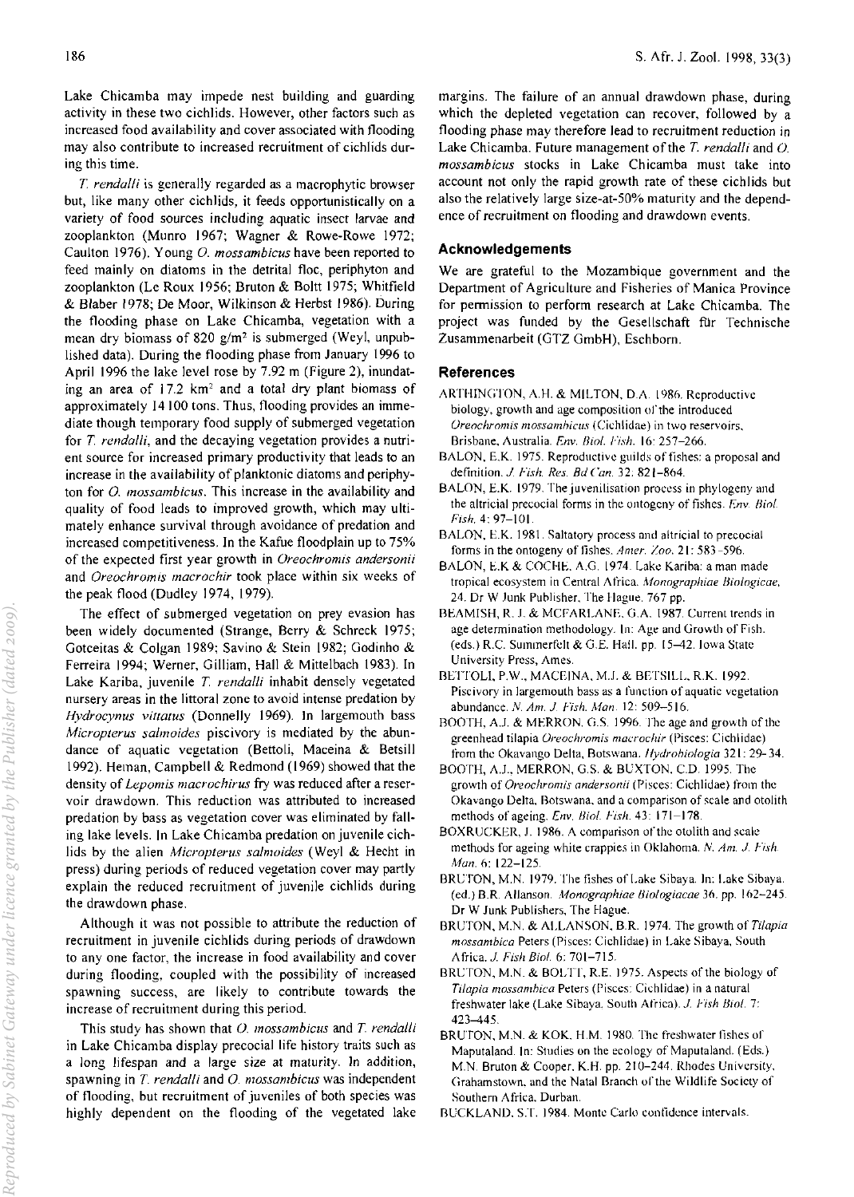Lake Chicamba may impede nest building and guarding activity in these two cichlids. However, other factors such as increased food availability and cover associated with flooding may also contribute to increased recruitment of cichlids during this time.

*T. rendalli* is generally regarded as a macrophytic browser but, like many other cichlids, it feeds opportunistically on a variety of food sources including aquatic insect larvae and zooplankton (Munro 1967; Wagner & Rowe-Rowe 1972; Caulton 1976). Young *O. mossambicus* have been reported to feed mainly on diatoms in the detrital floc, periphyton and zooplankton (Le Roux 1956; Bruton & Boltt 1975; Whitfield & Blaber 1978; De Moor, Wilkinson & Herbst 1986). During the flooding phase on Lake Chicamba, vegetation with a mean dry biomass of 820 g/m$^2$ is submerged (Weyl, unpublished data). During the flooding phase from January 1996 to April 1996 the lake level rose by 7.92 m (Figure 2), inundating an area of 17.2 km$^2$ and a total dry plant biomass of approximately 14 100 tons. Thus, flooding provides an immediate though temporary food supply of submerged vegetation for *T. rendalli*, and the decaying vegetation provides a nutrient source for increased primary productivity that leads to an increase in the availability of planktonic diatoms and periphyton for *O. mossambicus*. This increase in the availability and quality of food leads to improved growth, which may ultimately enhance survival through avoidance of predation and increased competitiveness. In the Kafue floodplain up to 75% of the expected first year growth in *Oreochromis andersonii* and *Oreochromis macrochir* took place within six weeks of the peak flood (Dudley 1974, 1979).

The effect of submerged vegetation on prey evasion has been widely documented (Strange, Berry & Schreck 1975; Gotceitas & Colgan 1989; Savino & Stein 1982; Godinho & Ferreira 1994; Werner, Gilliam, Hall & Mittelbach 1983). In Lake Kariba, juvenile *T. rendalli* inhabit densely vegetated nursery areas in the littoral zone to avoid intense predation by *Hydrocynus vittatus* (Donnelly 1969). In largemouth bass *Micropterus salmoides* piscivory is mediated by the abundance of aquatic vegetation (Bettoli, Maceina & Betsill 1992). Heman, Campbell & Redmond (1969) showed that the density of *Lepomis macrochirus* fry was reduced after a reservoir drawdown. This reduction was attributed to increased predation by bass as vegetation cover was eliminated by falling lake levels. In Lake Chicamba predation on juvenile cichlids by the alien *Micropterus salmoides* (Weyl & Hecht in press) during periods of reduced vegetation cover may partly explain the reduced recruitment of juvenile cichlids during the drawdown phase.

Although it was not possible to attribute the reduction of recruitment in juvenile cichlids during periods of drawdown to any one factor, the increase in food availability and cover during flooding, coupled with the possibility of increased spawning success, are likely to contribute towards the increase of recruitment during this period.

This study has shown that *O. mossambicus* and *T. rendalli* in Lake Chicamba display precocial life history traits such as a long lifespan and a large size at maturity. In addition, spawning in *T. rendalli* and *O. mossambicus* was independent of flooding, but recruitment of juveniles of both species was highly dependent on the flooding of the vegetated lake margins. The failure of an annual drawdown phase, during which the depleted vegetation can recover, followed by a flooding phase may therefore lead to recruitment reduction in Lake Chicamba. Future management of the *T. rendalli* and *O. mossambicus* stocks in Lake Chicamba must take into account not only the rapid growth rate of these cichlids but also the relatively large size-at-50% maturity and the dependence of recruitment on flooding and drawdown events.

## Acknowledgements

We are grateful to the Mozambique government and the Department of Agriculture and Fisheries of Manica Province for permission to perform research at Lake Chicamba. The project was funded by the Gesellschaft für Technische Zusammenarbeit (GTZ GmbH), Eschborn.

## References

ARTHINGTON, A.H. & MILTON, D.A. 1986. Reproductive biology, growth and age composition of the introduced *Oreochromis mossambicus* (Cichlidae) in two reservoirs, Brisbane, Australia. *Env. Biol. Fish.* 16: 257–266.

BALON, E.K. 1975. Reproductive guilds of fishes: a proposal and definition. *J. Fish. Res. Bd Can.* 32: 821–864.

BALON, E.K. 1979. The juvenilisation process in phylogeny and the altricial precocial forms in the ontogeny of fishes. *Env. Biol. Fish.* 4: 97–101.

BALON, E.K. 1981. Saltatory process and altricial to precocial forms in the ontogeny of fishes. *Amer. Zoo.* 21: 583–596.

BALON, E.K & COCHE, A.G. 1974. Lake Kariba: a man made tropical ecosystem in Central Africa. *Monographiae Biologicae*, 24. Dr W Junk Publisher, The Hague. 767 pp.

BEAMISH, R. J. & MCFARLANE, G.A. 1987. Current trends in age determination methodology. In: Age and Growth of Fish. (eds.) R.C. Summerfelt & G.E. Hall. pp. 15–42. Iowa State University Press, Ames.

BETTOLI, P.W., MACEINA, M.J. & BETSILL, R.K. 1992. Piscivory in largemouth bass as a function of aquatic vegetation abundance. *N. Am. J. Fish. Man.* 12: 509–516.

BOOTH, A.J. & MERRON, G.S. 1996. The age and growth of the greenhead tilapia *Oreochromis macrochir* (Pisces: Cichlidae) from the Okavango Delta, Botswana. *Hydrobiologia* 321: 29–34.

BOOTH, A.J., MERRON, G.S. & BUXTON, C.D. 1995. The growth of *Oreochromis andersonii* (Pisces: Cichlidae) from the Okavango Delta, Botswana, and a comparison of scale and otolith methods of ageing. *Env. Biol. Fish.* 43: 171–178.

BOXRUCKER, J. 1986. A comparison of the otolith and scale methods for ageing white crappies in Oklahoma. *N. Am. J. Fish Man.* 6: 122–125.

BRUTON, M.N. 1979. The fishes of Lake Sibaya. In: Lake Sibaya. (ed.) B.R. Allanson. *Monographiae Biologiacae* 36. pp. 162–245. Dr W Junk Publishers, The Hague.

BRUTON, M.N. & ALLANSON, B.R. 1974. The growth of *Tilapia mossambica* Peters (Pisces: Cichlidae) in Lake Sibaya, South Africa. *J. Fish Biol.* 6: 701–715.

BRUTON, M.N. & BOLTT, R.E. 1975. Aspects of the biology of *Tilapia mossambica* Peters (Pisces: Cichlidae) in a natural freshwater lake (Lake Sibaya, South Africa). *J. Fish Biol.* 7: 423–445.

BRUTON, M.N. & KOK, H.M. 1980. The freshwater fishes of Maputaland. In: Studies on the ecology of Maputaland. (Eds.) M.N. Bruton & Cooper, K.H. pp. 210–244. Rhodes University, Grahamstown, and the Natal Branch of the Wildlife Society of Southern Africa, Durban.

BUCKLAND, S.T. 1984. Monte Carlo confidence intervals.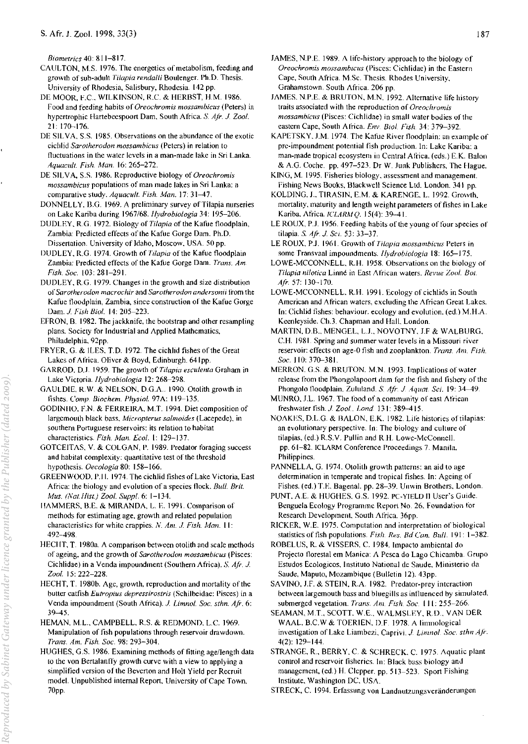*Biometrics* 40: 811–817.

CAULTON, M.S. 1976. The energetics of metabolism, feeding and growth of sub-adult *Tilapia rendalli* Boulenger. Ph.D. Thesis. University of Rhodesia, Salisbury, Rhodesia. 142 pp.

DE MOOR, F.C., WILKINSON, R.C. & HERBST, H.M. 1986. Food and feeding habits of *Oreochromis mossambicus* (Peters) in hypertrophic Hartebeespoort Dam, South Africa. *S. Afr. J. Zool.* 21: 170–176.

DE SILVA, S.S. 1985. Observations on the abundance of the exotic cichlid *Sarotherodon mossambicus* (Peters) in relation to fluctuations in the water levels in a man-made lake in Sri Lanka. *Aquacult. Fish. Man.* 16: 265–272.

DE SILVA, S.S. 1986. Reproductive biology of *Oreochromis mossambicus* populations of man made lakes in Sri Lanka: a comparative study. *Aquacult. Fish. Man.* 17: 31–47.

DONNELLY, B.G. 1969. A preliminary survey of Tilapia nurseries on Lake Kariba during 1967/68. *Hydrobiologia* 34: 195–206.

DUDLEY, R.G. 1972. Biology of *Tilapia* of the Kafue floodplain, Zambia: Predicted effects of the Kafue Gorge Dam. Ph.D. Dissertation. University of Idaho, Moscow, USA. 50 pp.

DUDLEY, R.G. 1974. Growth of *Tilapia* of the Kafue floodplain Zambia: Predicted effects of the Kafue Gorge Dam. *Trans. Am. Fish. Soc.* 103: 281–291.

DUDLEY, R.G. 1979. Changes in the growth and size distribution of *Sarotherodon macrochir* and *Sarotherodon andersonii* from the Kafue floodplain, Zambia, since construction of the Kafue Gorge Dam. *J. Fish Biol.* 14: 205–223.

EFRON, B. 1982. The jackknife, the bootstrap and other resampling plans. Society for Industrial and Applied Mathematics, Philadelphia. 92pp.

FRYER, G. & ILES, T.D. 1972. The cichlid fishes of the Great Lakes of Africa. Oliver & Boyd, Edinburgh. 641pp.

GARROD, D.J. 1959. The growth of *Tilapia esculenta* Graham in Lake Victoria. *Hydrobiologia* 12: 268–298.

GAULDIE, R.W. & NELSON, D.G.A. 1990. Otolith growth in fishes. *Comp. Biochem. Physiol.* 97A: 119–135.

GODINHO, F.N. & FERREIRA, M.T. 1994. Diet composition of largemouth black bass, *Micropterus salmoides* (Lacepede), in southern Portuguese reservoirs: its relation to habitat characteristics. *Fish. Man. Ecol.* 1: 129–137.

GOTCEITAS, V. & COLGAN, P. 1989. Predator foraging success and habitat complexity: quantitative test of the threshold hypothesis. *Oecologia* 80: 158–166.

GREENWOOD, P.H. 1974. The cichlid fishes of Lake Victoria, East Africa: the biology and evolution of a species flock. *Bull. Brit. Mus. (Nat.Hist.) Zool. Suppl.* 6: 1–134.

HAMMERS, B.E. & MIRANDA, L. E. 1991. Comparison of methods for estimating age, growth and related population characteristics for white crappies. *N. Am. J. Fish. Man.* 11: 492–498.

HECHT, T. 1980a. A comparison between otolith and scale methods of ageing, and the growth of *Sarotherodon mossambicus* (Pisces: Cichlidae) in a Venda impoundment (Southern Africa). *S. Afr. J. Zool.* 15: 222–228.

HECHT, T. 1980b. Age, growth, reproduction and mortality of the butter catfish *Eutropius depressirostris* (Schilbeidae: Pisces) in a Venda impoundment (South Africa). *J. Limnol. Soc. sthn. Afr.* 6: 39–45.

HEMAN, M.L., CAMPBELL, R.S. & REDMOND, L.C. 1969. Manipulation of fish populations through reservoir drawdown. *Trans. Am. Fish. Soc.* 98: 293–304.

HUGHES, G.S. 1986. Examining methods of fitting age/length data to the von Bertalanffy growth curve with a view to applying a simplified version of the Beverton and Holt Yield per Recruit model. Unpublished internal Report, University of Cape Town, 70pp.

JAMES, N.P.E. 1989. A life-history approach to the biology of *Oreochromis mossambicus* (Pisces: Cichlidae) in the Eastern Cape, South Africa. M.Sc. Thesis. Rhodes University, Grahamstown, South Africa. 206 pp.

JAMES, N.P.E. & BRUTON, M.N. 1992. Alternative life history traits associated with the reproduction of *Oreochromis mossambicus* (Pisces: Cichlidae) in small water bodies of the eastern Cape, South Africa. *Env. Biol. Fish.* 34: 379–392.

KAPETSKY, J.M. 1974. The Kafue River floodplain: an example of pre-impoundment potential fish production. In: Lake Kariba: a man-made tropical ecosystem in Central Africa. (eds.) E.K. Balon & A.G. Coche. pp. 497–523. Dr W. Junk Publishers, The Hague.

KING, M. 1995. Fisheries biology, assessment and management. Fishing News Books, Blackwell Science Ltd. London. 341 pp.

KOLDING, J., TIRASIN, E.M. & KARENGE, L. 1992. Growth, mortality, maturity and length weight parameters of fishes in Lake Kariba, Africa. *ICLARM Q.* 15(4): 39–41.

LE ROUX, P.J. 1956. Feeding habits of the young of four species of tilapia. *S. Afr. J. Sci.* 53: 33–37.

LE ROUX, P.J. 1961. Growth of *Tilapia mossambicus* Peters in some Transvaal impoundments. *Hydrobiologia* 18: 165–175.

LOWE-MCCONNELL, R.H. 1958. Observations on the biology of *Tilapia nilotica* Linné in East African waters. *Revue Zool. Bot. Afr.* 57: 130–170.

LOWE-MCCONNELL, R.H. 1991. Ecology of cichlids in South American and African waters, excluding the African Great Lakes. In: Cichlid fishes: behaviour, ecology and evolution. (ed.) M.H.A. Keenleyside. Ch.3. Chapman and Hall. London.

MARTIN, D.B., MENGEL, L.J., NOVOTNY, J.F & WALBURG, C.H. 1981. Spring and summer water levels in a Missouri river reservoir: effects on age-0 fish and zooplankton. *Trans. Am. Fish. Soc.* 110: 370–381.

MERRON, G.S. & BRUTON, M.N. 1993. Implications of water release from the Phongolapoort dam for the fish and fishery of the Phongolo floodplain, Zululand. *S. Afr. J. Aquat. Sci.* 19: 34–49.

MUNRO, J.L. 1967. The food of a community of east African freshwater fish. *J. Zool., Lond.* 131: 389–415.

NOAKES, D.L.G. & BALON, E.K. 1982. Life histories of tilapias: an evolutionary perspective. In: The biology and culture of tilapias, (ed.) R.S.V. Pullin and R.H. Lowe-McConnell. pp. 61–82. ICLARM Conference Proceedings 7. Manila, Philippines.

PANNELLA, G. 1974. Otolith growth patterns: an aid to age determination in temperate and tropical fishes. In: Ageing of Fishes. (ed.) T.E. Bagenal. pp. 28–39. Unwin Brothers, London.

PUNT, A.E. & HUGHES, G.S. 1992. PC-YIELD II User's Guide. Benguela Ecology Programme Report No. 26. Foundation for Research Development, South Africa. 36pp.

RICKER, W.E. 1975. Computation and interpretation of biological statistics of fish populations. *Fish. Res. Bd Can. Bull.* 191: 1–382.

ROBELUS, R. & VISSERS, C. 1984. Impacto ambiental do Projecto florestal em Manica: A Pesca do Lago Chicamba. Grupo Estudos Ecologicos, Instituto National de Saude, Ministerio da Saude, Maputo, Mozambique (Bulletin 12). 43pp.

SAVINO, J.F. & STEIN, R.A. 1982. Predator-prey interaction between largemouth bass and bluegills as influenced by simulated, submerged vegetation. *Trans. Am. Fish. Soc.* 111: 255–266.

SEAMAN, M.T., SCOTT, W.E., WALMSLEY, R.D., VAN DER WAAL, B.C.W & TOERIEN, D.F. 1978. A limnological investigation of Lake Liambezi, Caprivi. *J. Limnol. Soc. sthn Afr.* 4(2): 129–144.

STRANGE, R., BERRY, C. & SCHRECK, C. 1975. Aquatic plant control and reservoir fisheries. In: Black bass biology and management, (ed.) H. Clepper. pp. 513–523. Sport Fishing Institute, Washington DC, USA.

STRECK, C. 1994. Erfassung von Landnutzungsveränderungen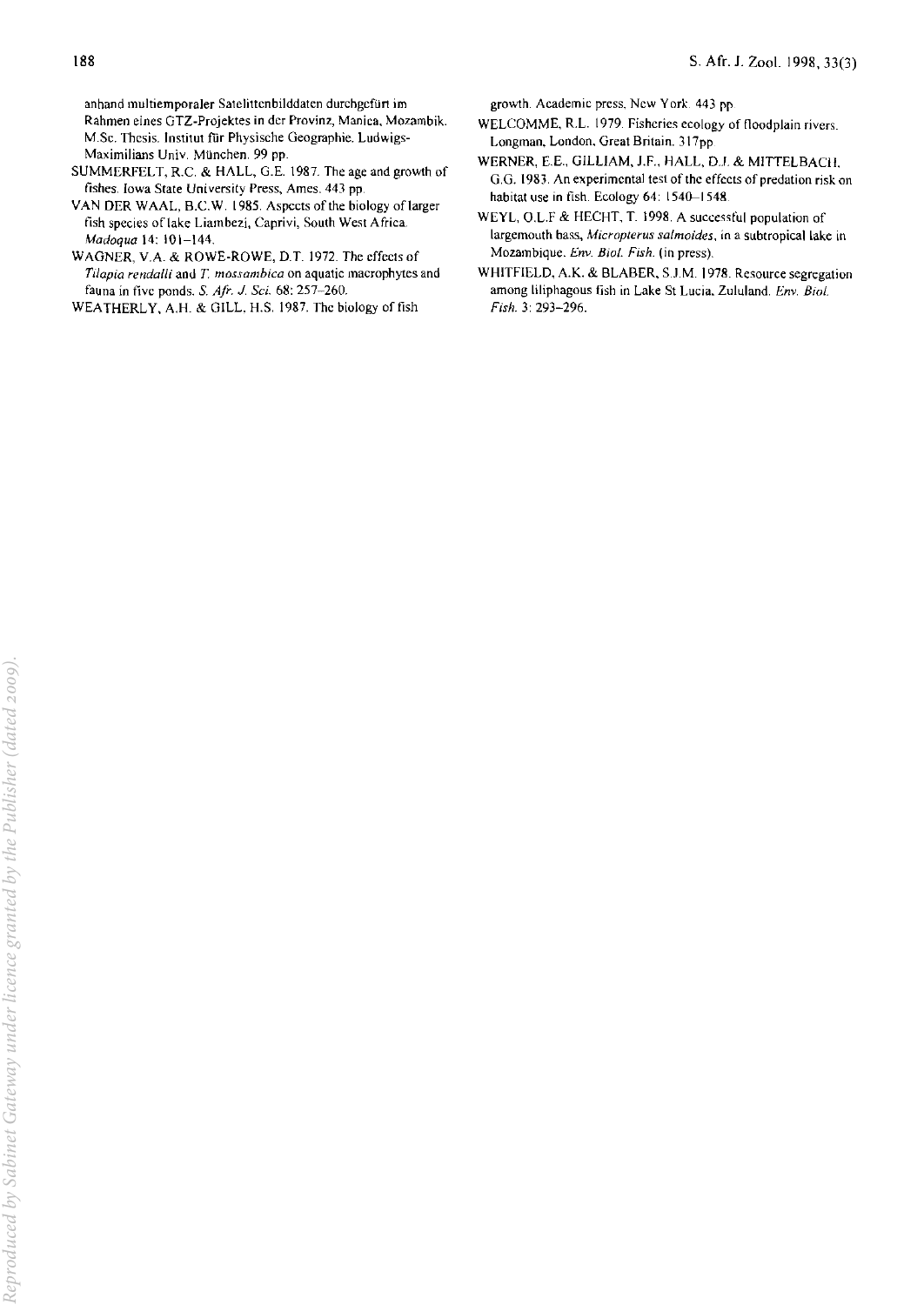anhand multiemporaler Satelittenbilddaten durchgefürt im Rahmen eines GTZ-Projektes in der Provinz, Manica, Mozambik. M.Sc. Thesis. Institut für Physische Geographie. Ludwigs-Maximilians Univ. München. 99 pp.

SUMMERFELT, R.C. & HALL, G.E. 1987. The age and growth of fishes. Iowa State University Press, Ames. 443 pp.

VAN DER WAAL, B.C.W. 1985. Aspects of the biology of larger fish species of lake Liambezi, Caprivi, South West Africa. *Madoqua* 14: 101–144.

WAGNER, V.A. & ROWE-ROWE, D.T. 1972. The effects of *Tilapia rendalli* and *T. mossambica* on aquatic macrophytes and fauna in five ponds. *S. Afr. J. Sci.* 68: 257–260.

WEATHERLY, A.H. & GILL, H.S. 1987. The biology of fish growth. Academic press. New York. 443 pp.

WELCOMME, R.L. 1979. Fisheries ecology of floodplain rivers. Longman, London, Great Britain. 317pp.

WERNER, E.E., GILLIAM, J.F., HALL, D.J. & MITTELBACH, G.G. 1983. An experimental test of the effects of predation risk on habitat use in fish. Ecology 64: 1540–1548.

WEYL, O.L.F & HECHT, T. 1998. A successful population of largemouth bass, *Micropterus salmoides*, in a subtropical lake in Mozambique. *Env. Biol. Fish.* (in press).

WHITFIELD, A.K. & BLABER, S.J.M. 1978. Resource segregation among liliphagous fish in Lake St Lucia, Zululand. *Env. Biol. Fish.* 3: 293–296.